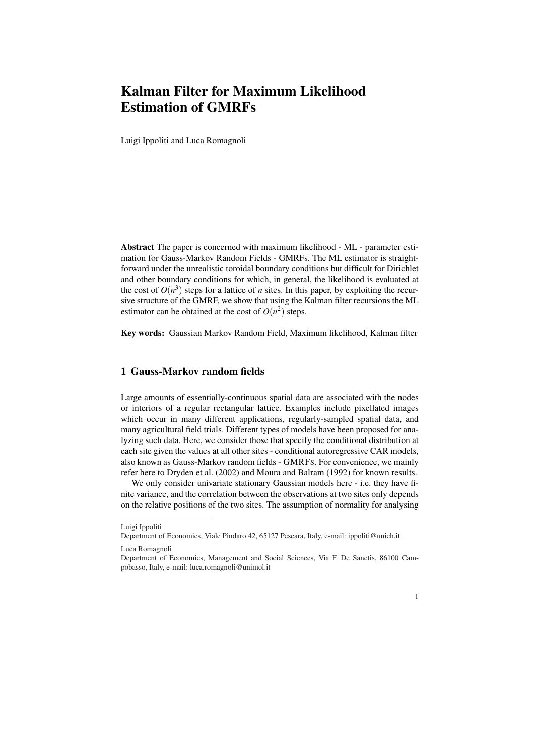# Kalman Filter for Maximum Likelihood Estimation of GMRFs

Luigi Ippoliti and Luca Romagnoli

**Abstract** The paper is concerned with maximum likelihood - ML - parameter estimation for Gauss-Markov Random Fields - GMRFs. The ML estimator is straightforward under the unrealistic toroidal boundary conditions but difficult for Dirichlet and other boundary conditions for which, in general, the likelihood is evaluated at the cost of $O(n^3)$ steps for a lattice of $n$ sites. In this paper, by exploiting the recursive structure of the GMRF, we show that using the Kalman filter recursions the ML estimator can be obtained at the cost of $O(n^2)$ steps.

**Key words:** Gaussian Markov Random Field, Maximum likelihood, Kalman filter

## 1 Gauss-Markov random fields

Large amounts of essentially-continuous spatial data are associated with the nodes or interiors of a regular rectangular lattice. Examples include pixellated images which occur in many different applications, regularly-sampled spatial data, and many agricultural field trials. Different types of models have been proposed for analyzing such data. Here, we consider those that specify the conditional distribution at each site given the values at all other sites - conditional autoregressive CAR models, also known as Gauss-Markov random fields - GMRFS. For convenience, we mainly refer here to Dryden et al. (2002) and Moura and Balram (1992) for known results.

We only consider univariate stationary Gaussian models here - i.e. they have finite variance, and the correlation between the observations at two sites only depends on the relative positions of the two sites. The assumption of normality for analysing

---

Luigi Ippoliti
Department of Economics, Viale Pindaro 42, 65127 Pescara, Italy, e-mail: ippoliti@unich.it

Luca Romagnoli
Department of Economics, Management and Social Sciences, Via F. De Sanctis, 86100 Campobasso, Italy, e-mail: luca.romagnoli@unimol.it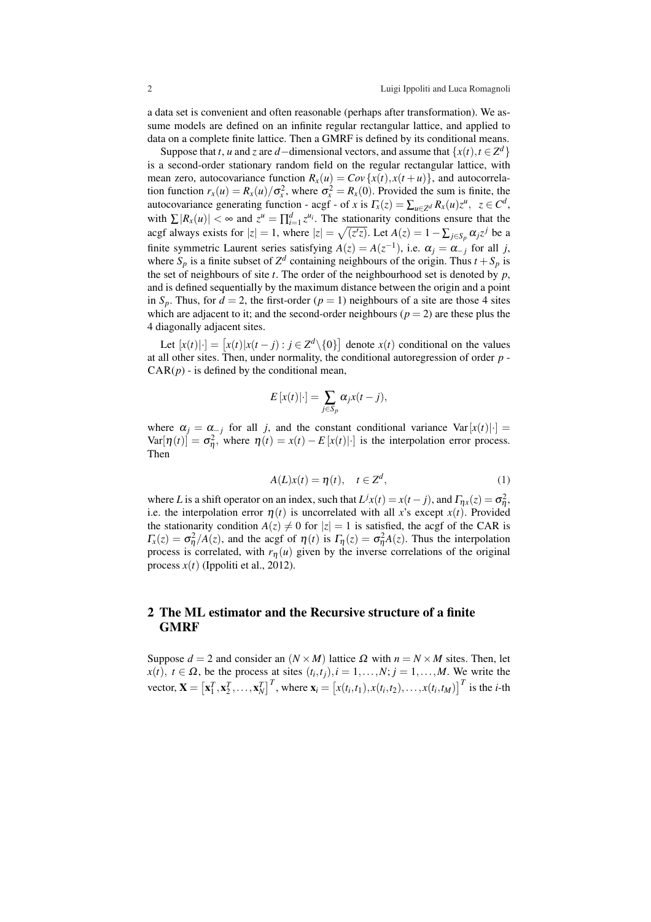a data set is convenient and often reasonable (perhaps after transformation). We assume models are defined on an infinite regular rectangular lattice, and applied to data on a complete finite lattice. Then a GMRF is defined by its conditional means.

Suppose that $t$, $u$ and $z$ are $d-$dimensional vectors, and assume that $\{x(t), t \in Z^d\}$ is a second-order stationary random field on the regular rectangular lattice, with mean zero, autocovariance function $R_x(u) = Cov\{x(t), x(t+u)\}$, and autocorrelation function $r_x(u) = R_x(u)/\sigma_x^2$, where $\sigma_x^2 = R_x(0)$. Provided the sum is finite, the autocovariance generating function - acgf - of $x$ is $\Gamma_x(z) = \sum_{u \in Z^d} R_x(u) z^u, \;\; z \in C^d$, with $\sum |R_x(u)| < \infty$ and $z^u = \prod_{i=1}^d z^{u_i}$. The stationarity conditions ensure that the acgf always exists for $|z| = 1$, where $|z| = \sqrt{(z'z)}$. Let $A(z) = 1 - \sum_{j \in S_p} \alpha_j z^j$ be a finite symmetric Laurent series satisfying $A(z) = A(z^{-1})$, i.e. $\alpha_j = \alpha_{-j}$ for all $j$, where $S_p$ is a finite subset of $Z^d$ containing neighbours of the origin. Thus $t + S_p$ is the set of neighbours of site $t$. The order of the neighbourhood set is denoted by $p$, and is defined sequentially by the maximum distance between the origin and a point in $S_p$. Thus, for $d = 2$, the first-order ($p = 1$) neighbours of a site are those 4 sites which are adjacent to it; and the second-order neighbours ($p = 2$) are these plus the 4 diagonally adjacent sites.

Let $[x(t)|\cdot] = \left[x(t)|x(t-j) : j \in Z^d \backslash \{0\}\right]$ denote $x(t)$ conditional on the values at all other sites. Then, under normality, the conditional autoregression of order $p$ - CAR($p$) - is defined by the conditional mean,

$$E\left[x(t)|\cdot\right] = \sum_{j \in S_p} \alpha_j x(t-j),$$

where $\alpha_j = \alpha_{-j}$ for all $j$, and the constant conditional variance $\text{Var}[x(t)|\cdot] = \text{Var}[\eta(t)] = \sigma_\eta^2$, where $\eta(t) = x(t) - E\left[x(t)|\cdot\right]$ is the interpolation error process. Then

$$A(L)x(t) = \eta(t), \quad t \in Z^d, \tag{1}$$

where $L$ is a shift operator on an index, such that $L^j x(t) = x(t-j)$, and $\Gamma_{\eta x}(z) = \sigma_\eta^2$, i.e. the interpolation error $\eta(t)$ is uncorrelated with all $x$'s except $x(t)$. Provided the stationarity condition $A(z) \neq 0$ for $|z| = 1$ is satisfied, the acgf of the CAR is $\Gamma_x(z) = \sigma_\eta^2 / A(z)$, and the acgf of $\eta(t)$ is $\Gamma_\eta(z) = \sigma_\eta^2 A(z)$. Thus the interpolation process is correlated, with $r_\eta(u)$ given by the inverse correlations of the original process $x(t)$ (Ippoliti et al., 2012).

## 2 The ML estimator and the Recursive structure of a finite GMRF

Suppose $d = 2$ and consider an $(N \times M)$ lattice $\Omega$ with $n = N \times M$ sites. Then, let $x(t), \; t \in \Omega$, be the process at sites $(t_i, t_j), i = 1, \ldots, N; j = 1, \ldots, M$. We write the vector, $\mathbf{X} = \left[\mathbf{x}_1^T, \mathbf{x}_2^T, \ldots, \mathbf{x}_N^T\right]^T$, where $\mathbf{x}_i = \left[x(t_i, t_1), x(t_i, t_2), \ldots, x(t_i, t_M)\right]^T$ is the $i$-th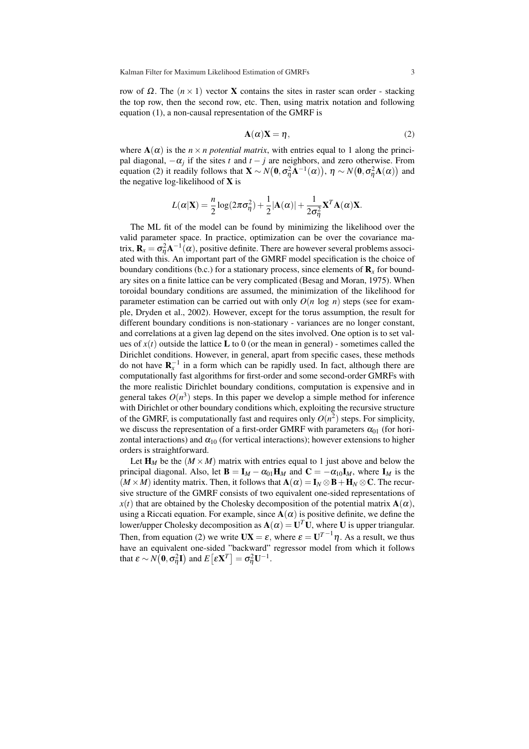row of $\Omega$. The $(n \times 1)$ vector $\mathbf{X}$ contains the sites in raster scan order - stacking the top row, then the second row, etc. Then, using matrix notation and following equation (1), a non-causal representation of the GMRF is

$$\mathbf{A}(\alpha)\mathbf{X} = \eta, \tag{2}$$

where $\mathbf{A}(\alpha)$ is the $n \times n$ *potential matrix*, with entries equal to 1 along the principal diagonal, $-\alpha_j$ if the sites $t$ and $t-j$ are neighbors, and zero otherwise. From equation (2) it readily follows that $\mathbf{X} \sim N\big(\mathbf{0}, \sigma_\eta^2 \mathbf{A}^{-1}(\alpha)\big)$, $\eta \sim N\big(\mathbf{0}, \sigma_\eta^2 \mathbf{A}(\alpha)\big)$ and the negative log-likelihood of $\mathbf{X}$ is

$$L(\alpha|\mathbf{X}) = \frac{n}{2}\log(2\pi\sigma_\eta^2) + \frac{1}{2}|\mathbf{A}(\alpha)| + \frac{1}{2\sigma_\eta^2}\mathbf{X}^T\mathbf{A}(\alpha)\mathbf{X}.$$

The ML fit of the model can be found by minimizing the likelihood over the valid parameter space. In practice, optimization can be over the covariance matrix, $\mathbf{R}_x = \sigma_\eta^2 \mathbf{A}^{-1}(\alpha)$, positive definite. There are however several problems associated with this. An important part of the GMRF model specification is the choice of boundary conditions (b.c.) for a stationary process, since elements of $\mathbf{R}_x$ for boundary sites on a finite lattice can be very complicated (Besag and Moran, 1975). When toroidal boundary conditions are assumed, the minimization of the likelihood for parameter estimation can be carried out with only $O(n \ \log \ n)$ steps (see for example, Dryden et al., 2002). However, except for the torus assumption, the result for different boundary conditions is non-stationary - variances are no longer constant, and correlations at a given lag depend on the sites involved. One option is to set values of $x(t)$ outside the lattice $\mathbf{L}$ to 0 (or the mean in general) - sometimes called the Dirichlet conditions. However, in general, apart from specific cases, these methods do not have $\mathbf{R}_x^{-1}$ in a form which can be rapidly used. In fact, although there are computationally fast algorithms for first-order and some second-order GMRFs with the more realistic Dirichlet boundary conditions, computation is expensive and in general takes $O(n^3)$ steps. In this paper we develop a simple method for inference with Dirichlet or other boundary conditions which, exploiting the recursive structure of the GMRF, is computationally fast and requires only $O(n^2)$ steps. For simplicity, we discuss the representation of a first-order GMRF with parameters $\alpha_{01}$ (for horizontal interactions) and $\alpha_{10}$ (for vertical interactions); however extensions to higher orders is straightforward.

Let $\mathbf{H}_M$ be the $(M \times M)$ matrix with entries equal to 1 just above and below the principal diagonal. Also, let $\mathbf{B} = \mathbf{I}_M - \alpha_{01}\mathbf{H}_M$ and $\mathbf{C} = -\alpha_{10}\mathbf{I}_M$, where $\mathbf{I}_M$ is the $(M \times M)$ identity matrix. Then, it follows that $\mathbf{A}(\alpha) = \mathbf{I}_N \otimes \mathbf{B} + \mathbf{H}_N \otimes \mathbf{C}$. The recursive structure of the GMRF consists of two equivalent one-sided representations of $x(t)$ that are obtained by the Cholesky decomposition of the potential matrix $\mathbf{A}(\alpha)$, using a Riccati equation. For example, since $\mathbf{A}(\alpha)$ is positive definite, we define the lower/upper Cholesky decomposition as $\mathbf{A}(\alpha) = \mathbf{U}^T\mathbf{U}$, where $\mathbf{U}$ is upper triangular. Then, from equation (2) we write $\mathbf{U}\mathbf{X} = \varepsilon$, where $\varepsilon = \mathbf{U}^{T^{-1}}\eta$. As a result, we thus have an equivalent one-sided "backward" regressor model from which it follows that $\varepsilon \sim N\big(\mathbf{0}, \sigma_\eta^2 \mathbf{I}\big)$ and $E\big[\varepsilon\mathbf{X}^T\big] = \sigma_\eta^2 \mathbf{U}^{-1}$.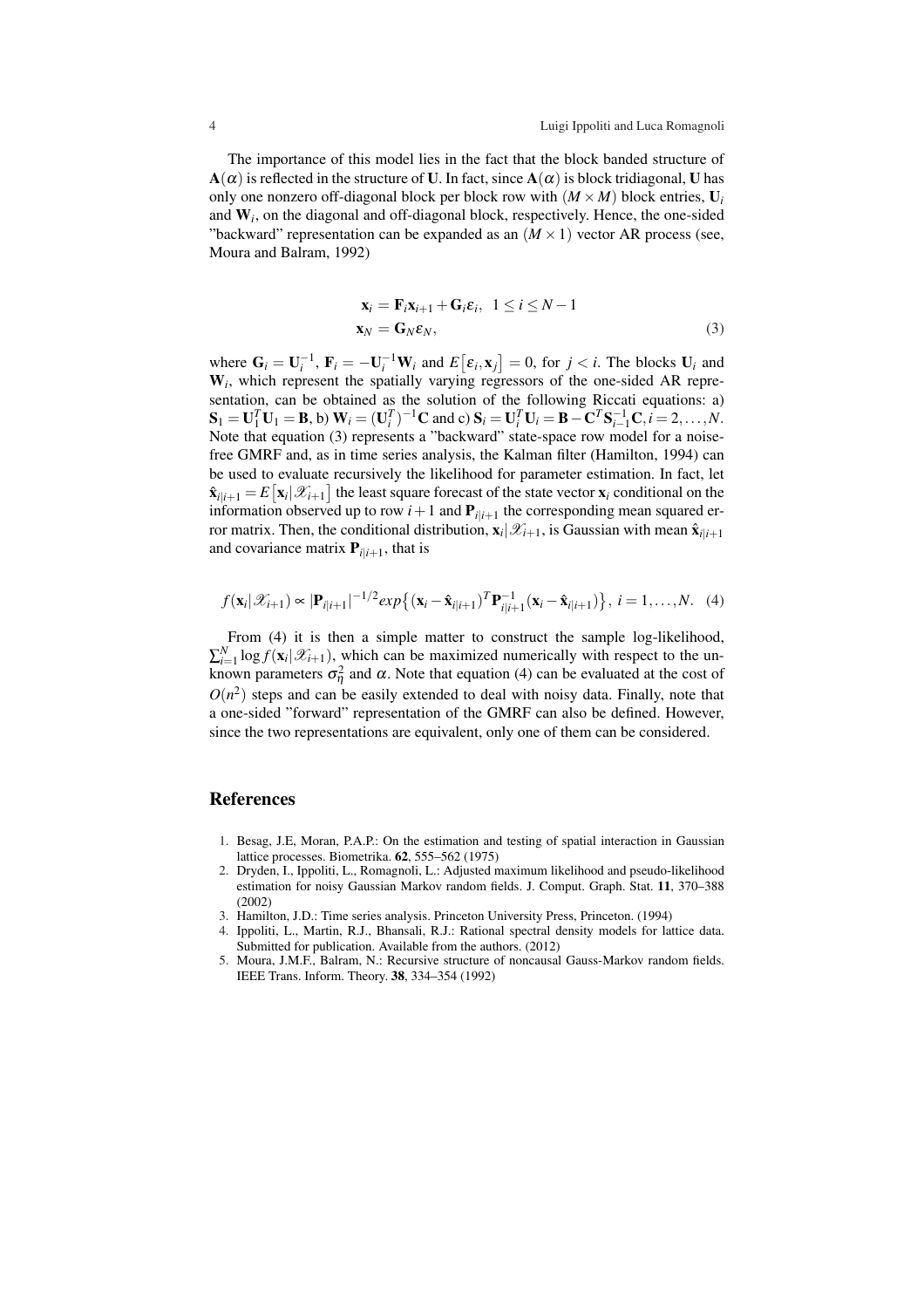The importance of this model lies in the fact that the block banded structure of $\mathbf{A}(\alpha)$ is reflected in the structure of $\mathbf{U}$. In fact, since $\mathbf{A}(\alpha)$ is block tridiagonal, $\mathbf{U}$ has only one nonzero off-diagonal block per block row with $(M \times M)$ block entries, $\mathbf{U}_i$ and $\mathbf{W}_i$, on the diagonal and off-diagonal block, respectively. Hence, the one-sided "backward" representation can be expanded as an $(M \times 1)$ vector AR process (see, Moura and Balram, 1992)

$$
\begin{aligned}
\mathbf{x}_i &= \mathbf{F}_i \mathbf{x}_{i+1} + \mathbf{G}_i \varepsilon_i, \quad 1 \leq i \leq N-1 \\
\mathbf{x}_N &= \mathbf{G}_N \varepsilon_N,
\end{aligned}
\tag{3}
$$

where $\mathbf{G}_i = \mathbf{U}_i^{-1}$, $\mathbf{F}_i = -\mathbf{U}_i^{-1}\mathbf{W}_i$ and $E\left[\varepsilon_i, \mathbf{x}_j\right] = 0$, for $j < i$. The blocks $\mathbf{U}_i$ and $\mathbf{W}_i$, which represent the spatially varying regressors of the one-sided AR representation, can be obtained as the solution of the following Riccati equations: a) $\mathbf{S}_1 = \mathbf{U}_1^T \mathbf{U}_1 = \mathbf{B}$, b) $\mathbf{W}_i = (\mathbf{U}_i^T)^{-1}\mathbf{C}$ and c) $\mathbf{S}_i = \mathbf{U}_i^T \mathbf{U}_i = \mathbf{B} - \mathbf{C}^T \mathbf{S}_{i-1}^{-1} \mathbf{C}, i = 2, \ldots, N$. Note that equation (3) represents a "backward" state-space row model for a noise-free GMRF and, as in time series analysis, the Kalman filter (Hamilton, 1994) can be used to evaluate recursively the likelihood for parameter estimation. In fact, let $\hat{\mathbf{x}}_{i|i+1} = E\left[\mathbf{x}_i | \mathscr{X}_{i+1}\right]$ the least square forecast of the state vector $\mathbf{x}_i$ conditional on the information observed up to row $i+1$ and $\mathbf{P}_{i|i+1}$ the corresponding mean squared error matrix. Then, the conditional distribution, $\mathbf{x}_i | \mathscr{X}_{i+1}$, is Gaussian with mean $\hat{\mathbf{x}}_{i|i+1}$ and covariance matrix $\mathbf{P}_{i|i+1}$, that is

$$
f(\mathbf{x}_i | \mathscr{X}_{i+1}) \propto |\mathbf{P}_{i|i+1}|^{-1/2} exp\left\{(\mathbf{x}_i - \hat{\mathbf{x}}_{i|i+1})^T \mathbf{P}_{i|i+1}^{-1} (\mathbf{x}_i - \hat{\mathbf{x}}_{i|i+1})\right\}, \; i = 1, \ldots, N. \tag{4}
$$

From (4) it is then a simple matter to construct the sample log-likelihood, $\sum_{i=1}^{N} \log f(\mathbf{x}_i | \mathscr{X}_{i+1})$, which can be maximized numerically with respect to the unknown parameters $\sigma_\eta^2$ and $\alpha$. Note that equation (4) can be evaluated at the cost of $O(n^2)$ steps and can be easily extended to deal with noisy data. Finally, note that a one-sided "forward" representation of the GMRF can also be defined. However, since the two representations are equivalent, only one of them can be considered.

## References

1. Besag, J.E, Moran, P.A.P.: On the estimation and testing of spatial interaction in Gaussian lattice processes. Biometrika. **62**, 555–562 (1975)
2. Dryden, I., Ippoliti, L., Romagnoli, L.: Adjusted maximum likelihood and pseudo-likelihood estimation for noisy Gaussian Markov random fields. J. Comput. Graph. Stat. **11**, 370–388 (2002)
3. Hamilton, J.D.: Time series analysis. Princeton University Press, Princeton. (1994)
4. Ippoliti, L., Martin, R.J., Bhansali, R.J.: Rational spectral density models for lattice data. Submitted for publication. Available from the authors. (2012)
5. Moura, J.M.F., Balram, N.: Recursive structure of noncausal Gauss-Markov random fields. IEEE Trans. Inform. Theory. **38**, 334–354 (1992)